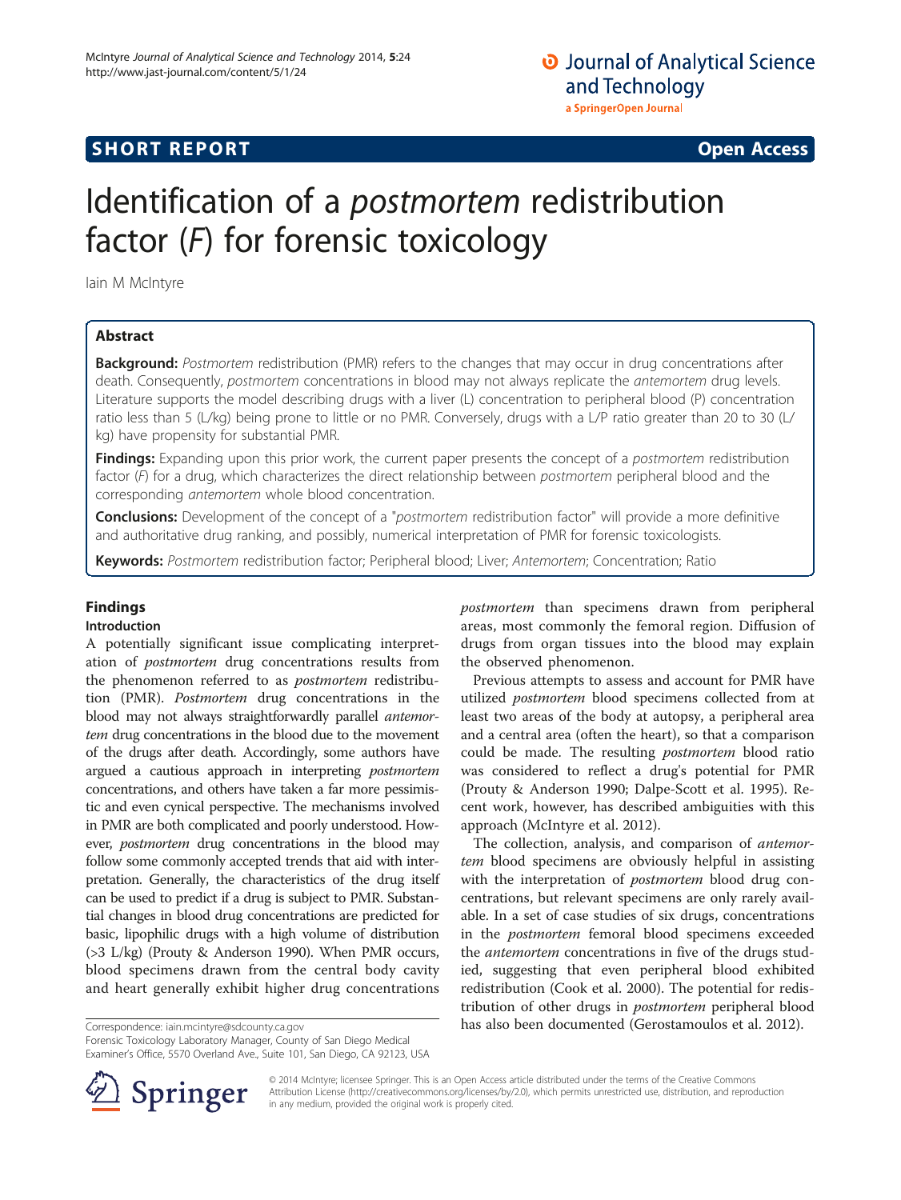# Identification of a *postmortem* redistribution factor (*F*) for forensic toxicology

Iain M McIntyre

## Abstract

**Background:** *Postmortem* redistribution (PMR) refers to the changes that may occur in drug concentrations after death. Consequently, *postmortem* concentrations in blood may not always replicate the *antemortem* drug levels. Literature supports the model describing drugs with a liver (L) concentration to peripheral blood (P) concentration ratio less than 5 (L/kg) being prone to little or no PMR. Conversely, drugs with a L/P ratio greater than 20 to 30 (L/kg) have propensity for substantial PMR.

**Findings:** Expanding upon this prior work, the current paper presents the concept of a *postmortem* redistribution factor (*F*) for a drug, which characterizes the direct relationship between *postmortem* peripheral blood and the corresponding *antemortem* whole blood concentration.

**Conclusions:** Development of the concept of a "*postmortem* redistribution factor" will provide a more definitive and authoritative drug ranking, and possibly, numerical interpretation of PMR for forensic toxicologists.

**Keywords:** *Postmortem* redistribution factor; Peripheral blood; Liver; *Antemortem*; Concentration; Ratio

## Findings

### Introduction

A potentially significant issue complicating interpretation of *postmortem* drug concentrations results from the phenomenon referred to as *postmortem* redistribution (PMR). *Postmortem* drug concentrations in the blood may not always straightforwardly parallel *antemortem* drug concentrations in the blood due to the movement of the drugs after death. Accordingly, some authors have argued a cautious approach in interpreting *postmortem* concentrations, and others have taken a far more pessimistic and even cynical perspective. The mechanisms involved in PMR are both complicated and poorly understood. However, *postmortem* drug concentrations in the blood may follow some commonly accepted trends that aid with interpretation. Generally, the characteristics of the drug itself can be used to predict if a drug is subject to PMR. Substantial changes in blood drug concentrations are predicted for basic, lipophilic drugs with a high volume of distribution (>3 L/kg) (Prouty & Anderson 1990). When PMR occurs, blood specimens drawn from the central body cavity and heart generally exhibit higher drug concentrations *postmortem* than specimens drawn from peripheral areas, most commonly the femoral region. Diffusion of drugs from organ tissues into the blood may explain the observed phenomenon.

Previous attempts to assess and account for PMR have utilized *postmortem* blood specimens collected from at least two areas of the body at autopsy, a peripheral area and a central area (often the heart), so that a comparison could be made. The resulting *postmortem* blood ratio was considered to reflect a drug's potential for PMR (Prouty & Anderson 1990; Dalpe-Scott et al. 1995). Recent work, however, has described ambiguities with this approach (McIntyre et al. 2012).

The collection, analysis, and comparison of *antemortem* blood specimens are obviously helpful in assisting with the interpretation of *postmortem* blood drug concentrations, but relevant specimens are only rarely available. In a set of case studies of six drugs, concentrations in the *postmortem* femoral blood specimens exceeded the *antemortem* concentrations in five of the drugs studied, suggesting that even peripheral blood exhibited redistribution (Cook et al. 2000). The potential for redistribution of other drugs in *postmortem* peripheral blood has also been documented (Gerostamoulos et al. 2012).

Correspondence: iain.mcintyre@sdcounty.ca.gov
Forensic Toxicology Laboratory Manager, County of San Diego Medical Examiner's Office, 5570 Overland Ave., Suite 101, San Diego, CA 92123, USA

© 2014 McIntyre; licensee Springer. This is an Open Access article distributed under the terms of the Creative Commons Attribution License (http://creativecommons.org/licenses/by/2.0), which permits unrestricted use, distribution, and reproduction in any medium, provided the original work is properly cited.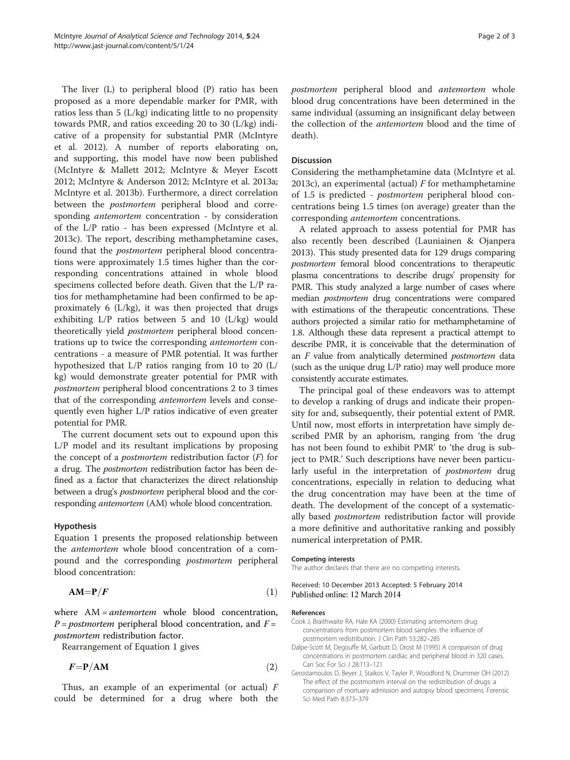The liver (L) to peripheral blood (P) ratio has been proposed as a more dependable marker for PMR, with ratios less than 5 (L/kg) indicating little to no propensity towards PMR, and ratios exceeding 20 to 30 (L/kg) indicative of a propensity for substantial PMR (McIntyre et al. 2012). A number of reports elaborating on, and supporting, this model have now been published (McIntyre & Mallett 2012; McIntyre & Meyer Escott 2012; McIntyre & Anderson 2012; McIntyre et al. 2013a; McIntyre et al. 2013b). Furthermore, a direct correlation between the *postmortem* peripheral blood and corresponding *antemortem* concentration - by consideration of the L/P ratio - has been expressed (McIntyre et al. 2013c). The report, describing methamphetamine cases, found that the *postmortem* peripheral blood concentrations were approximately 1.5 times higher than the corresponding concentrations attained in whole blood specimens collected before death. Given that the L/P ratios for methamphetamine had been confirmed to be approximately 6 (L/kg), it was then projected that drugs exhibiting L/P ratios between 5 and 10 (L/kg) would theoretically yield *postmortem* peripheral blood concentrations up to twice the corresponding *antemortem* concentrations - a measure of PMR potential. It was further hypothesized that L/P ratios ranging from 10 to 20 (L/kg) would demonstrate greater potential for PMR with *postmortem* peripheral blood concentrations 2 to 3 times that of the corresponding *antemortem* levels and consequently even higher L/P ratios indicative of even greater potential for PMR.

The current document sets out to expound upon this L/P model and its resultant implications by proposing the concept of a *postmortem* redistribution factor ($F$) for a drug. The *postmortem* redistribution factor has been defined as a factor that characterizes the direct relationship between a drug's *postmortem* peripheral blood and the corresponding *antemortem* (AM) whole blood concentration.

## Hypothesis

Equation 1 presents the proposed relationship between the *antemortem* whole blood concentration of a compound and the corresponding *postmortem* peripheral blood concentration:

$$\mathbf{AM} = \mathbf{P}/\boldsymbol{F} \tag{1}$$

where AM = *antemortem* whole blood concentration, $P$ = *postmortem* peripheral blood concentration, and $F$ = *postmortem* redistribution factor.

Rearrangement of Equation 1 gives

$$\boldsymbol{F} = \mathbf{P}/\mathbf{AM} \tag{2}$$

Thus, an example of an experimental (or actual) $F$ could be determined for a drug where both the *postmortem* peripheral blood and *antemortem* whole blood drug concentrations have been determined in the same individual (assuming an insignificant delay between the collection of the *antemortem* blood and the time of death).

## Discussion

Considering the methamphetamine data (McIntyre et al. 2013c), an experimental (actual) $F$ for methamphetamine of 1.5 is predicted - *postmortem* peripheral blood concentrations being 1.5 times (on average) greater than the corresponding *antemortem* concentrations.

A related approach to assess potential for PMR has also recently been described (Launiainen & Ojanpera 2013). This study presented data for 129 drugs comparing *postmortem* femoral blood concentrations to therapeutic plasma concentrations to describe drugs' propensity for PMR. This study analyzed a large number of cases where median *postmortem* drug concentrations were compared with estimations of the therapeutic concentrations. These authors projected a similar ratio for methamphetamine of 1.8. Although these data represent a practical attempt to describe PMR, it is conceivable that the determination of an $F$ value from analytically determined *postmortem* data (such as the unique drug L/P ratio) may well produce more consistently accurate estimates.

The principal goal of these endeavors was to attempt to develop a ranking of drugs and indicate their propensity for and, subsequently, their potential extent of PMR. Until now, most efforts in interpretation have simply described PMR by an aphorism, ranging from 'the drug has not been found to exhibit PMR' to 'the drug is subject to PMR.' Such descriptions have never been particularly useful in the interpretation of *postmortem* drug concentrations, especially in relation to deducing what the drug concentration may have been at the time of death. The development of the concept of a systematically based *postmortem* redistribution factor will provide a more definitive and authoritative ranking and possibly numerical interpretation of PMR.

#### Competing interests

The author declares that there are no competing interests.

Received: 10 December 2013 Accepted: 5 February 2014
Published online: 12 March 2014

#### References

Cook J, Braithwaite RA, Hale KA (2000) Estimating antemortem drug concentrations from postmortem blood samples: the influence of postmortem redistribution. J Clin Path 53:282–285

Dalpe-Scott M, Degouffe M, Garbutt D, Drost M (1995) A comparison of drug concentrations in postmortem cardiac and peripheral blood in 320 cases. Can Soc For Sci J 28:113–121

Gerostamoulos D, Beyer J, Staikos V, Tayler P, Woodford N, Drummer OH (2012) The effect of the postmortem interval on the redistribution of drugs: a comparison of mortuary admission and autopsy blood specimens. Forensic Sci Med Path 8:373–379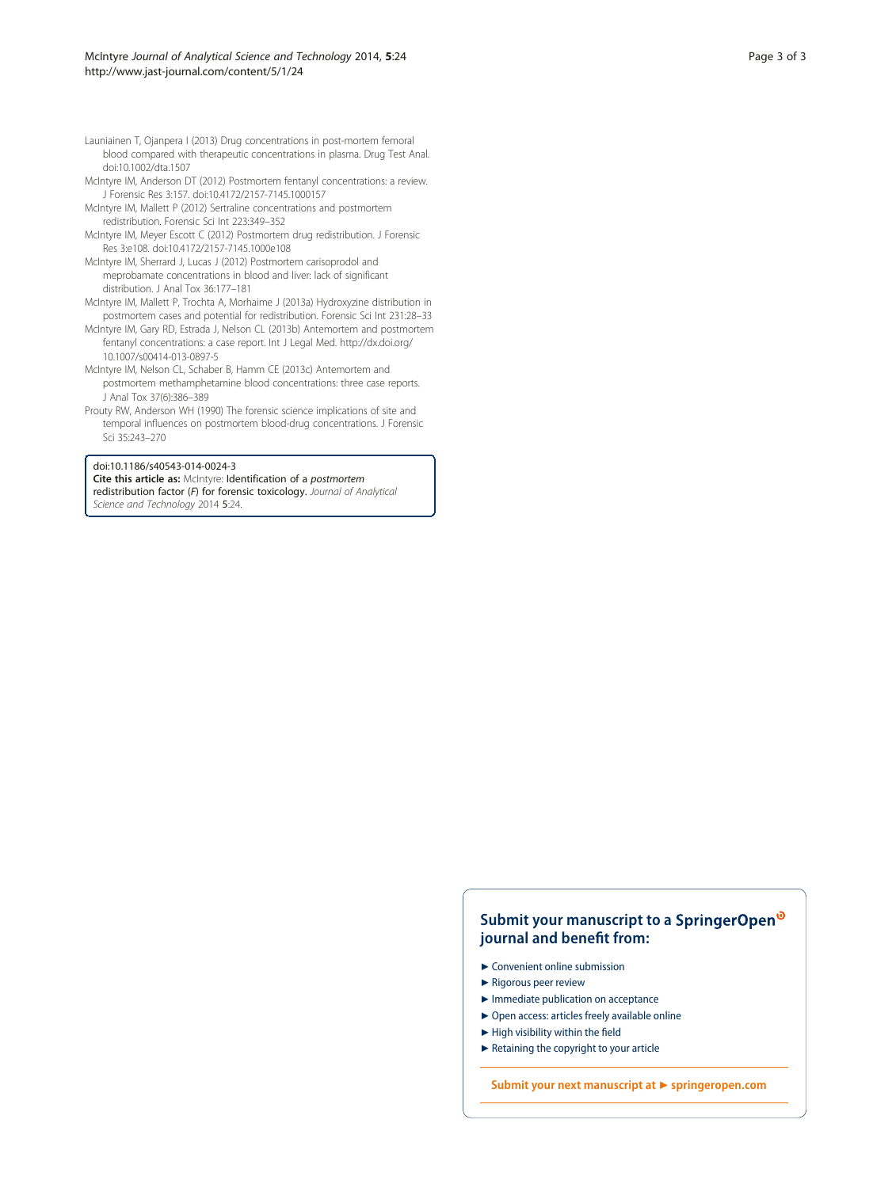Launiainen T, Ojanpera I (2013) Drug concentrations in post-mortem femoral blood compared with therapeutic concentrations in plasma. Drug Test Anal. doi:10.1002/dta.1507

McIntyre IM, Anderson DT (2012) Postmortem fentanyl concentrations: a review. J Forensic Res 3:157. doi:10.4172/2157-7145.1000157

McIntyre IM, Mallett P (2012) Sertraline concentrations and postmortem redistribution. Forensic Sci Int 223:349–352

McIntyre IM, Meyer Escott C (2012) Postmortem drug redistribution. J Forensic Res 3:e108. doi:10.4172/2157-7145.1000e108

McIntyre IM, Sherrard J, Lucas J (2012) Postmortem carisoprodol and meprobamate concentrations in blood and liver: lack of significant distribution. J Anal Tox 36:177–181

McIntyre IM, Mallett P, Trochta A, Morhaime J (2013a) Hydroxyzine distribution in postmortem cases and potential for redistribution. Forensic Sci Int 231:28–33

McIntyre IM, Gary RD, Estrada J, Nelson CL (2013b) Antemortem and postmortem fentanyl concentrations: a case report. Int J Legal Med. http://dx.doi.org/10.1007/s00414-013-0897-5

McIntyre IM, Nelson CL, Schaber B, Hamm CE (2013c) Antemortem and postmortem methamphetamine blood concentrations: three case reports. J Anal Tox 37(6):386–389

Prouty RW, Anderson WH (1990) The forensic science implications of site and temporal influences on postmortem blood-drug concentrations. J Forensic Sci 35:243–270

doi:10.1186/s40543-014-0024-3

**Cite this article as:** McIntyre: Identification of a *postmortem* redistribution factor (*F*) for forensic toxicology. *Journal of Analytical Science and Technology* 2014 **5**:24.

**Submit your manuscript to a SpringerOpen journal and benefit from:**

- ► Convenient online submission
- ► Rigorous peer review
- ► Immediate publication on acceptance
- ► Open access: articles freely available online
- ► High visibility within the field
- ► Retaining the copyright to your article

**Submit your next manuscript at ► springeropen.com**